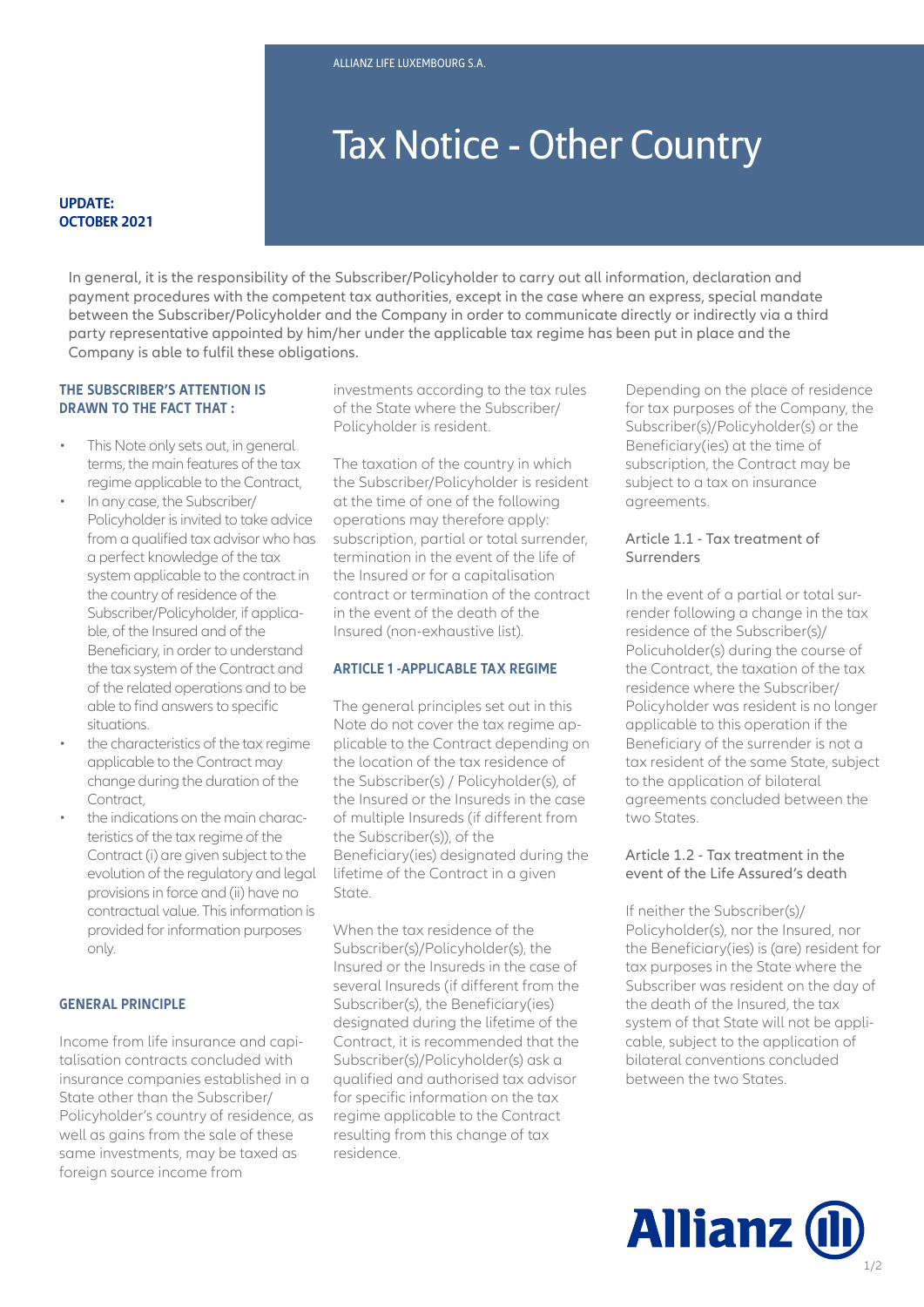ALLIANZ LIFE LUXEMBOURG S.A.

# Tax Notice - Other Country

**UPDATE: OCTOBER 2021**

In general, it is the responsibility of the Subscriber/Policyholder to carry out all information, declaration and payment procedures with the competent tax authorities, except in the case where an express, special mandate between the Subscriber/Policyholder and the Company in order to communicate directly or indirectly via a third party representative appointed by him/her under the applicable tax regime has been put in place and the Company is able to fulfil these obligations.

### THE SUBSCRIBER'S ATTENTION IS DRAWN TO THE FACT THAT :

- This Note only sets out, in general terms, the main features of the tax regime applicable to the Contract,
- In any case, the Subscriber/ Policyholder is invited to take advice from a qualified tax advisor who has a perfect knowledge of the tax system applicable to the contract in the country of residence of the Subscriber/Policyholder, if applicable, of the Insured and of the Beneficiary, in order to understand the tax system of the Contract and of the related operations and to be able to find answers to specific situations.
- the characteristics of the tax regime applicable to the Contract may change during the duration of the Contract,
- the indications on the main characteristics of the tax regime of the Contract (i) are given subject to the evolution of the regulatory and legal provisions in force and (ii) have no contractual value. This information is provided for information purposes only.

### GENERAL PRINCIPLE

Income from life insurance and capitalisation contracts concluded with insurance companies established in a State other than the Subscriber/ Policyholder's country of residence, as well as gains from the sale of these same investments, may be taxed as foreign source income from investments according to the tax rules of the State where the Subscriber/ Policyholder is resident.

The taxation of the country in which the Subscriber/Policyholder is resident at the time of one of the following operations may therefore apply: subscription, partial or total surrender, termination in the event of the life of the Insured or for a capitalisation contract or termination of the contract in the event of the death of the Insured (non-exhaustive list).

### ARTICLE 1 -APPLICABLE TAX REGIME

The general principles set out in this Note do not cover the tax regime applicable to the Contract depending on the location of the tax residence of the Subscriber(s) / Policyholder(s), of the Insured or the Insureds in the case of multiple Insureds (if different from the Subscriber(s)), of the Beneficiary(ies) designated during the lifetime of the Contract in a given State.

When the tax residence of the Subscriber(s)/Policyholder(s), the Insured or the Insureds in the case of several Insureds (if different from the Subscriber(s), the Beneficiary(ies) designated during the lifetime of the Contract, it is recommended that the Subscriber(s)/Policyholder(s) ask a qualified and authorised tax advisor for specific information on the tax regime applicable to the Contract resulting from this change of tax residence.

Depending on the place of residence for tax purposes of the Company, the Subscriber(s)/Policyholder(s) or the Beneficiary(ies) at the time of subscription, the Contract may be subject to a tax on insurance agreements.

#### Article 1.1 - Tax treatment of Surrenders

In the event of a partial or total surrender following a change in the tax residence of the Subscriber(s)/ Policuholder(s) during the course of the Contract, the taxation of the tax residence where the Subscriber/ Policyholder was resident is no longer applicable to this operation if the Beneficiary of the surrender is not a tax resident of the same State, subject to the application of bilateral agreements concluded between the two States.

#### Article 1.2 - Tax treatment in the event of the Life Assured's death

If neither the Subscriber(s)/ Policyholder(s), nor the Insured, nor the Beneficiary(ies) is (are) resident for tax purposes in the State where the Subscriber was resident on the day of the death of the Insured, the tax system of that State will not be applicable, subject to the application of bilateral conventions concluded between the two States.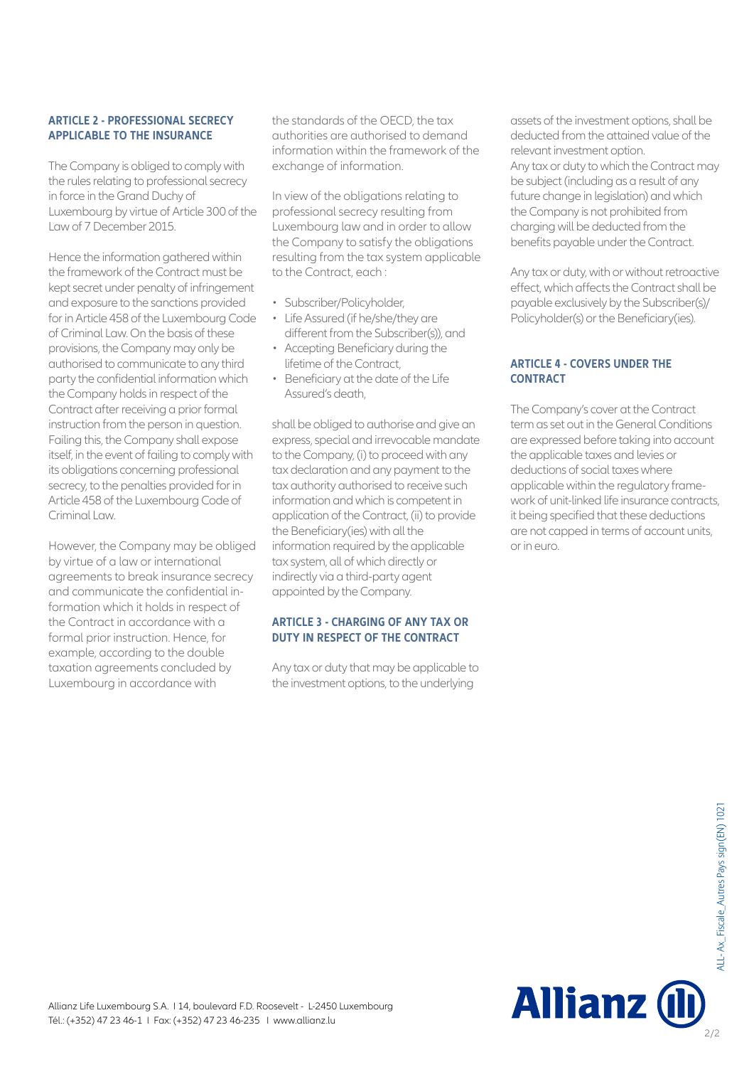## ARTICLE 2 - PROFESSIONAL SECRECY APPLICABLE TO THE INSURANCE

The Company is obliged to comply with the rules relating to professional secrecy in force in the Grand Duchy of Luxembourg by virtue of Article 300 of the Law of 7 December 2015.

Hence the information gathered within the framework of the Contract must be kept secret under penalty of infringement and exposure to the sanctions provided for in Article 458 of the Luxembourg Code of Criminal Law. On the basis of these provisions, the Company may only be authorised to communicate to any third party the confidential information which the Company holds in respect of the Contract after receiving a prior formal instruction from the person in question. Failing this, the Company shall expose itself, in the event of failing to comply with its obligations concerning professional secrecy, to the penalties provided for in Article 458 of the Luxembourg Code of Criminal Law.

However, the Company may be obliged by virtue of a law or international agreements to break insurance secrecy and communicate the confidential information which it holds in respect of the Contract in accordance with a formal prior instruction. Hence, for example, according to the double taxation agreements concluded by Luxembourg in accordance with the standards of the OECD, the tax authorities are authorised to demand information within the framework of the exchange of information.

In view of the obligations relating to professional secrecy resulting from Luxembourg law and in order to allow the Company to satisfy the obligations resulting from the tax system applicable to the Contract, each :

- Subscriber/Policyholder,
- Life Assured (if he/she/they are different from the Subscriber(s)), and
- Accepting Beneficiary during the lifetime of the Contract,
- Beneficiary at the date of the Life Assured's death,

shall be obliged to authorise and give an express, special and irrevocable mandate to the Company, (i) to proceed with any tax declaration and any payment to the tax authority authorised to receive such information and which is competent in application of the Contract, (ii) to provide the Beneficiary(ies) with all the information required by the applicable tax system, all of which directly or indirectly via a third-party agent appointed by the Company.

## ARTICLE 3 - CHARGING OF ANY TAX OR DUTY IN RESPECT OF THE CONTRACT

Any tax or duty that may be applicable to the investment options, to the underlying assets of the investment options, shall be deducted from the attained value of the relevant investment option.
Any tax or duty to which the Contract may be subject (including as a result of any future change in legislation) and which the Company is not prohibited from charging will be deducted from the benefits payable under the Contract.

Any tax or duty, with or without retroactive effect, which affects the Contract shall be payable exclusively by the Subscriber(s)/ Policyholder(s) or the Beneficiary(ies).

## ARTICLE 4 - COVERS UNDER THE CONTRACT

The Company's cover at the Contract term as set out in the General Conditions are expressed before taking into account the applicable taxes and levies or deductions of social taxes where applicable within the regulatory framework of unit-linked life insurance contracts, it being specified that these deductions are not capped in terms of account units, or in euro.

Allianz Life Luxembourg S.A. I 14, boulevard F.D. Roosevelt - L-2450 Luxembourg
Tél.: (+352) 47 23 46-1 I Fax: (+352) 47 23 46-235 I www.allianz.lu

ALL- Ax_Fiscale_Autres Pays sign(EN) 1021